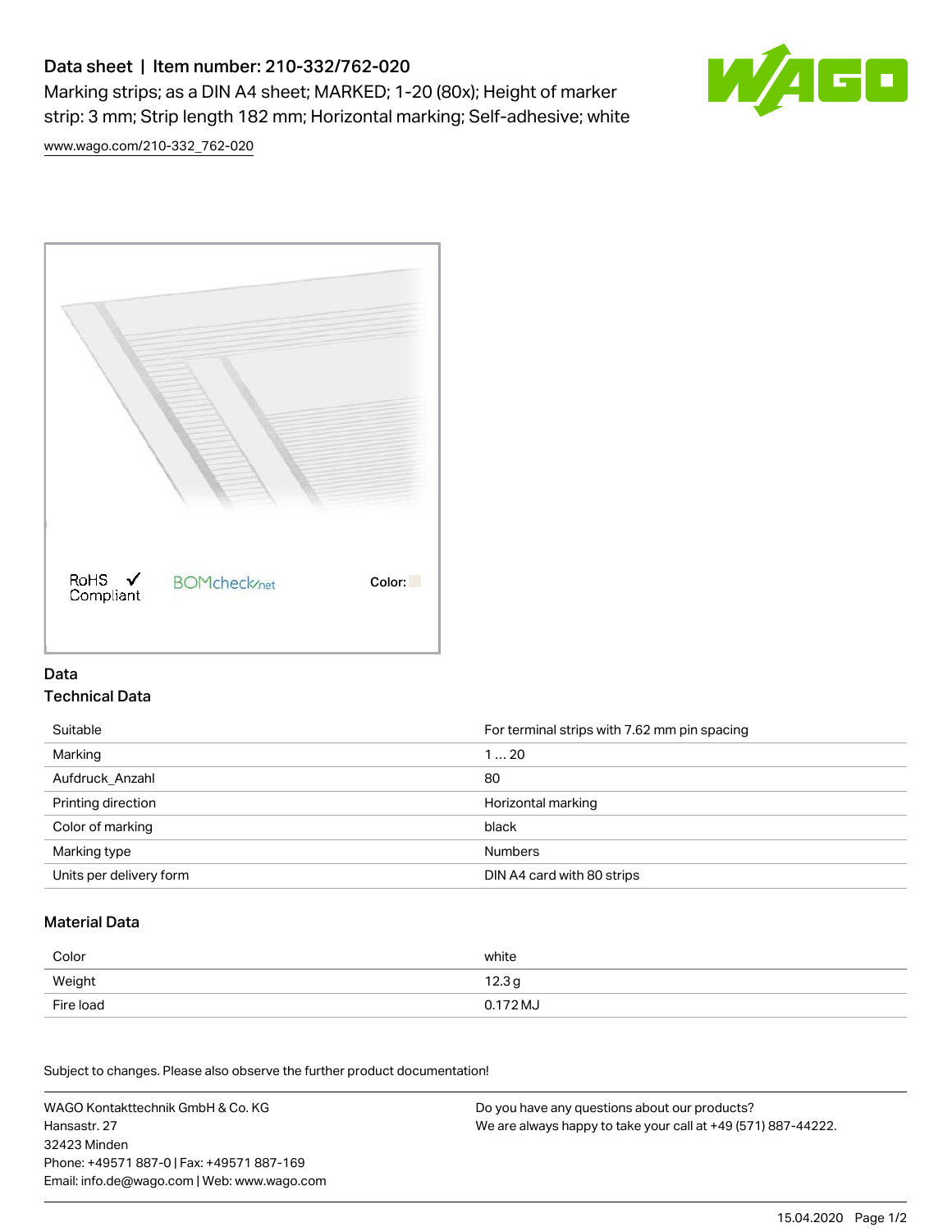# Data sheet | Item number: 210-332/762-020

Marking strips; as a DIN A4 sheet; MARKED; 1-20 (80x); Height of marker strip: 3 mm; Strip length 182 mm; Horizontal marking; Self-adhesive; white

www.wago.com/210-332_762-020

RoHS Compliant ✓ BOMcheck.net Color:

## Data

### Technical Data

| | |
|---|---|
| Suitable | For terminal strips with 7.62 mm pin spacing |
| Marking | 1 … 20 |
| Aufdruck_Anzahl | 80 |
| Printing direction | Horizontal marking |
| Color of marking | black |
| Marking type | Numbers |
| Units per delivery form | DIN A4 card with 80 strips |

### Material Data

| | |
|---|---|
| Color | white |
| Weight | 12.3 g |
| Fire load | 0.172 MJ |

Subject to changes. Please also observe the further product documentation!

WAGO Kontakttechnik GmbH & Co. KG
Hansastr. 27
32423 Minden
Phone: +49571 887-0 | Fax: +49571 887-169
Email: info.de@wago.com | Web: www.wago.com

Do you have any questions about our products?
We are always happy to take your call at +49 (571) 887-44222.

15.04.2020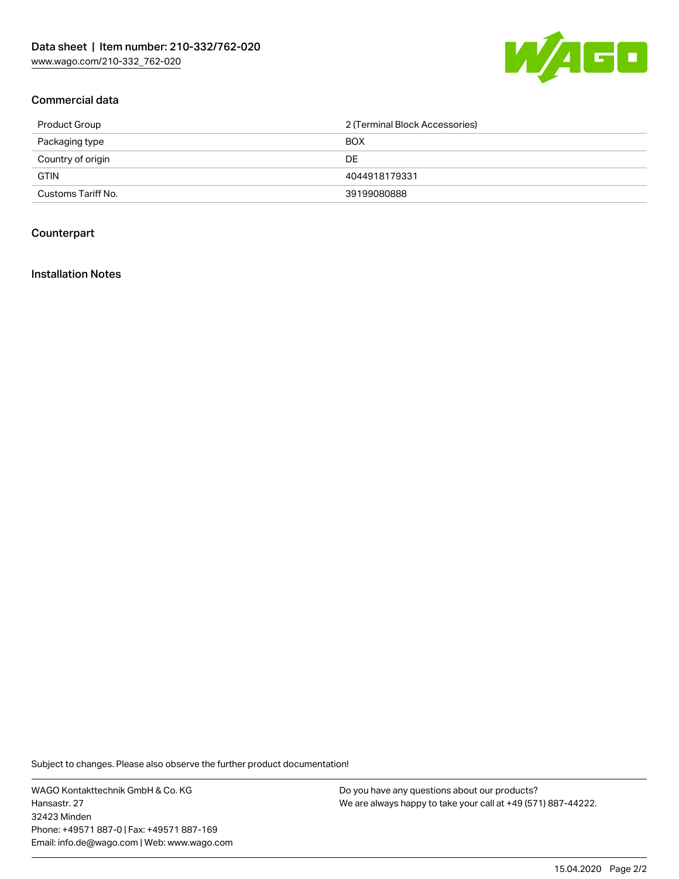## Commercial data

| | |
|---|---|
| Product Group | 2 (Terminal Block Accessories) |
| Packaging type | BOX |
| Country of origin | DE |
| GTIN | 4044918179331 |
| Customs Tariff No. | 39199080888 |

## Counterpart

## Installation Notes

Subject to changes. Please also observe the further product documentation!

WAGO Kontakttechnik GmbH & Co. KG
Hansastr. 27
32423 Minden
Phone: +49571 887-0 | Fax: +49571 887-169
Email: info.de@wago.com | Web: www.wago.com

Do you have any questions about our products?
We are always happy to take your call at +49 (571) 887-44222.